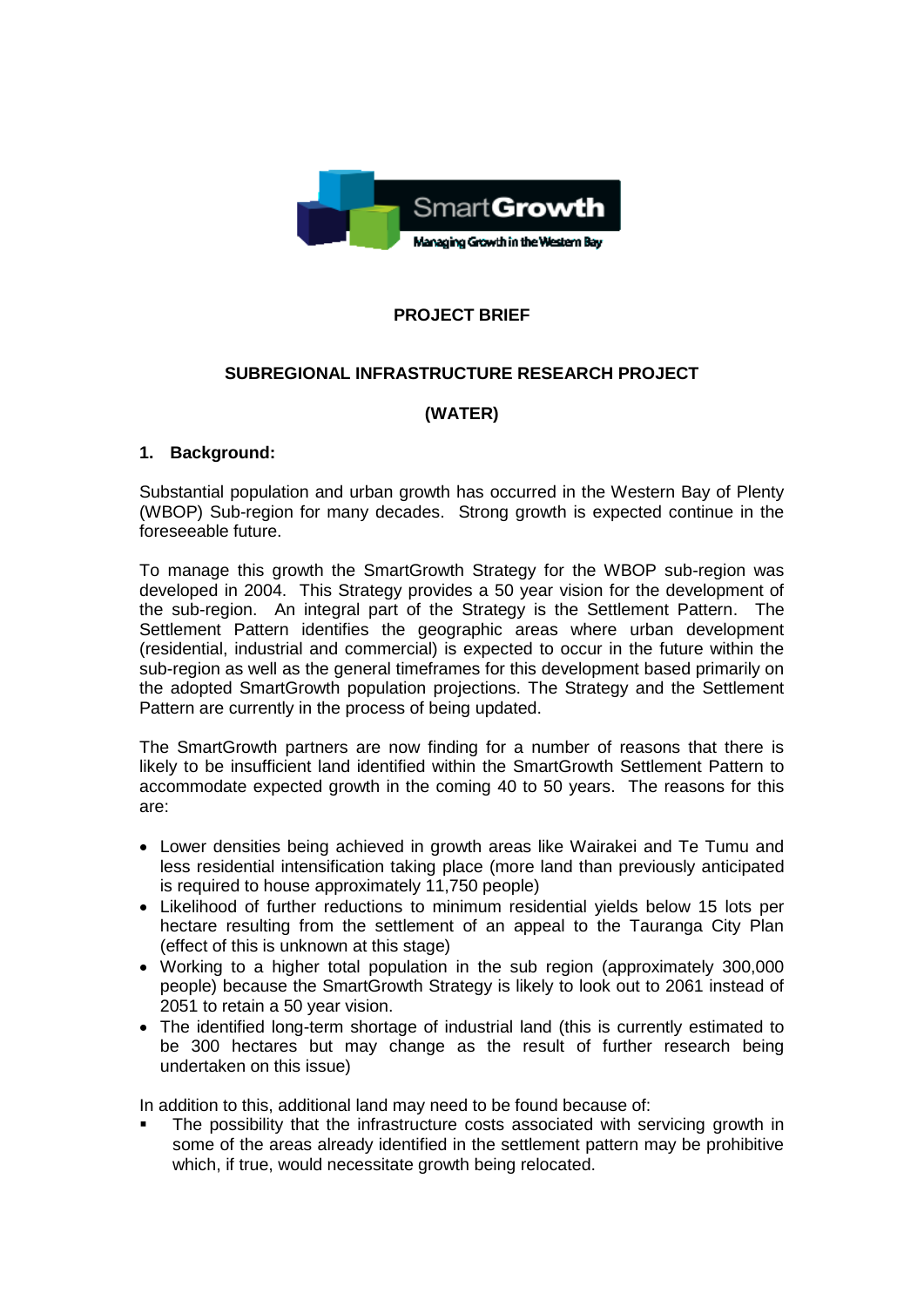**PROJECT BRIEF**

**SUBREGIONAL INFRASTRUCTURE RESEARCH PROJECT**

**(WATER)**

## 1. Background:

Substantial population and urban growth has occurred in the Western Bay of Plenty (WBOP) Sub-region for many decades. Strong growth is expected continue in the foreseeable future.

To manage this growth the SmartGrowth Strategy for the WBOP sub-region was developed in 2004. This Strategy provides a 50 year vision for the development of the sub-region. An integral part of the Strategy is the Settlement Pattern. The Settlement Pattern identifies the geographic areas where urban development (residential, industrial and commercial) is expected to occur in the future within the sub-region as well as the general timeframes for this development based primarily on the adopted SmartGrowth population projections. The Strategy and the Settlement Pattern are currently in the process of being updated.

The SmartGrowth partners are now finding for a number of reasons that there is likely to be insufficient land identified within the SmartGrowth Settlement Pattern to accommodate expected growth in the coming 40 to 50 years. The reasons for this are:

- Lower densities being achieved in growth areas like Wairakei and Te Tumu and less residential intensification taking place (more land than previously anticipated is required to house approximately 11,750 people)
- Likelihood of further reductions to minimum residential yields below 15 lots per hectare resulting from the settlement of an appeal to the Tauranga City Plan (effect of this is unknown at this stage)
- Working to a higher total population in the sub region (approximately 300,000 people) because the SmartGrowth Strategy is likely to look out to 2061 instead of 2051 to retain a 50 year vision.
- The identified long-term shortage of industrial land (this is currently estimated to be 300 hectares but may change as the result of further research being undertaken on this issue)

In addition to this, additional land may need to be found because of:

- The possibility that the infrastructure costs associated with servicing growth in some of the areas already identified in the settlement pattern may be prohibitive which, if true, would necessitate growth being relocated.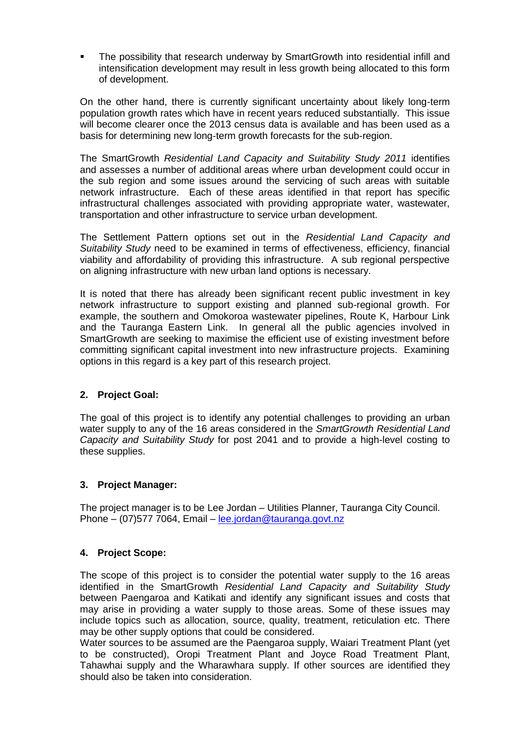- The possibility that research underway by SmartGrowth into residential infill and intensification development may result in less growth being allocated to this form of development.

On the other hand, there is currently significant uncertainty about likely long-term population growth rates which have in recent years reduced substantially. This issue will become clearer once the 2013 census data is available and has been used as a basis for determining new long-term growth forecasts for the sub-region.

The SmartGrowth *Residential Land Capacity and Suitability Study 2011* identifies and assesses a number of additional areas where urban development could occur in the sub region and some issues around the servicing of such areas with suitable network infrastructure. Each of these areas identified in that report has specific infrastructural challenges associated with providing appropriate water, wastewater, transportation and other infrastructure to service urban development.

The Settlement Pattern options set out in the *Residential Land Capacity and Suitability Study* need to be examined in terms of effectiveness, efficiency, financial viability and affordability of providing this infrastructure. A sub regional perspective on aligning infrastructure with new urban land options is necessary.

It is noted that there has already been significant recent public investment in key network infrastructure to support existing and planned sub-regional growth. For example, the southern and Omokoroa wastewater pipelines, Route K, Harbour Link and the Tauranga Eastern Link. In general all the public agencies involved in SmartGrowth are seeking to maximise the efficient use of existing investment before committing significant capital investment into new infrastructure projects. Examining options in this regard is a key part of this research project.

## 2. Project Goal:

The goal of this project is to identify any potential challenges to providing an urban water supply to any of the 16 areas considered in the *SmartGrowth Residential Land Capacity and Suitability Study* for post 2041 and to provide a high-level costing to these supplies.

## 3. Project Manager:

The project manager is to be Lee Jordan – Utilities Planner, Tauranga City Council.
Phone – (07)577 7064, Email – lee.jordan@tauranga.govt.nz

## 4. Project Scope:

The scope of this project is to consider the potential water supply to the 16 areas identified in the SmartGrowth *Residential Land Capacity and Suitability Study* between Paengaroa and Katikati and identify any significant issues and costs that may arise in providing a water supply to those areas. Some of these issues may include topics such as allocation, source, quality, treatment, reticulation etc. There may be other supply options that could be considered.
Water sources to be assumed are the Paengaroa supply, Waiari Treatment Plant (yet to be constructed), Oropi Treatment Plant and Joyce Road Treatment Plant, Tahawhai supply and the Wharawhara supply. If other sources are identified they should also be taken into consideration.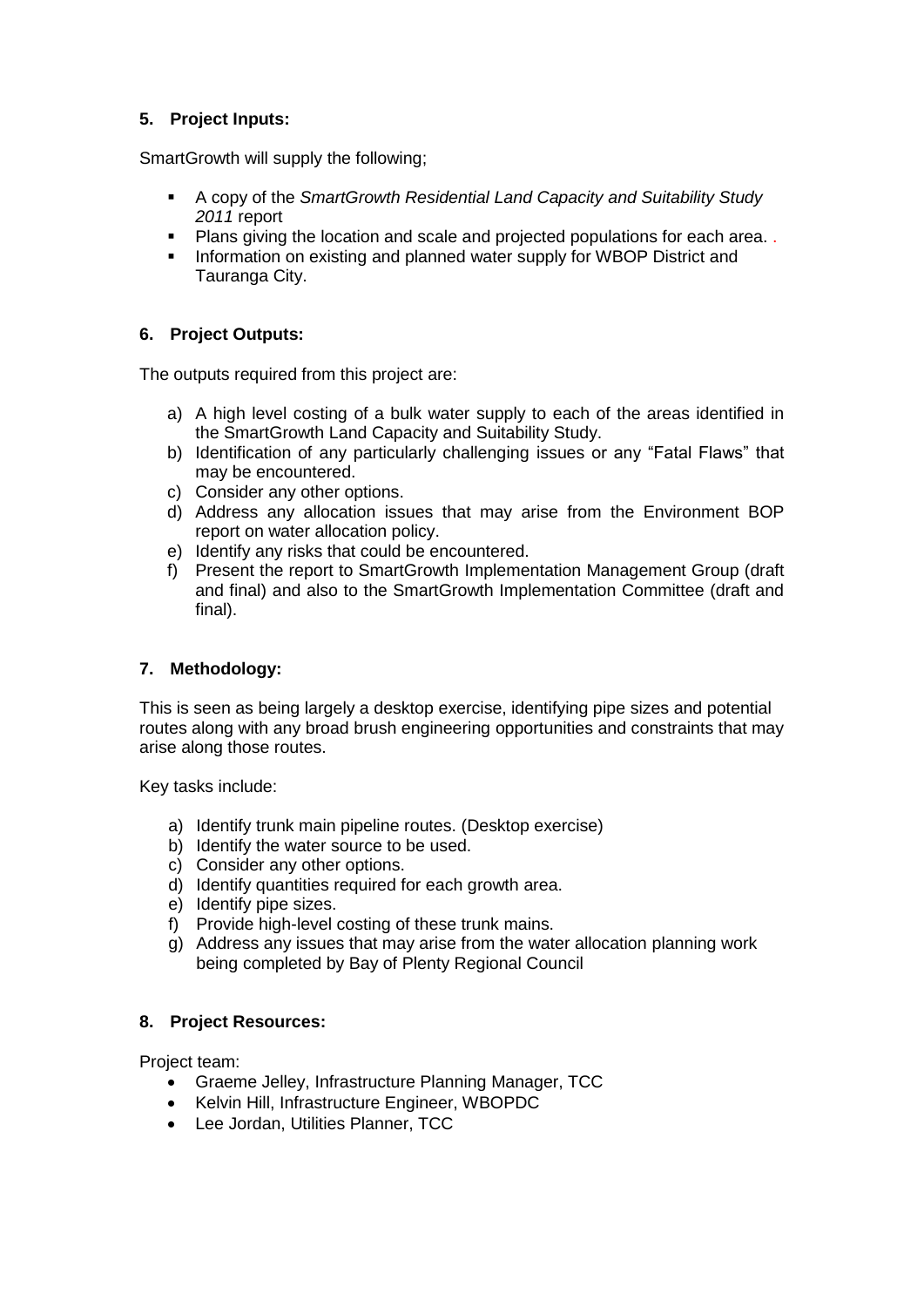### 5. Project Inputs:

SmartGrowth will supply the following;

- A copy of the *SmartGrowth Residential Land Capacity and Suitability Study 2011* report
- Plans giving the location and scale and projected populations for each area. .
- Information on existing and planned water supply for WBOP District and Tauranga City.

### 6. Project Outputs:

The outputs required from this project are:

a) A high level costing of a bulk water supply to each of the areas identified in the SmartGrowth Land Capacity and Suitability Study.
b) Identification of any particularly challenging issues or any "Fatal Flaws" that may be encountered.
c) Consider any other options.
d) Address any allocation issues that may arise from the Environment BOP report on water allocation policy.
e) Identify any risks that could be encountered.
f) Present the report to SmartGrowth Implementation Management Group (draft and final) and also to the SmartGrowth Implementation Committee (draft and final).

### 7. Methodology:

This is seen as being largely a desktop exercise, identifying pipe sizes and potential routes along with any broad brush engineering opportunities and constraints that may arise along those routes.

Key tasks include:

a) Identify trunk main pipeline routes. (Desktop exercise)
b) Identify the water source to be used.
c) Consider any other options.
d) Identify quantities required for each growth area.
e) Identify pipe sizes.
f) Provide high-level costing of these trunk mains.
g) Address any issues that may arise from the water allocation planning work being completed by Bay of Plenty Regional Council

### 8. Project Resources:

Project team:

- Graeme Jelley, Infrastructure Planning Manager, TCC
- Kelvin Hill, Infrastructure Engineer, WBOPDC
- Lee Jordan, Utilities Planner, TCC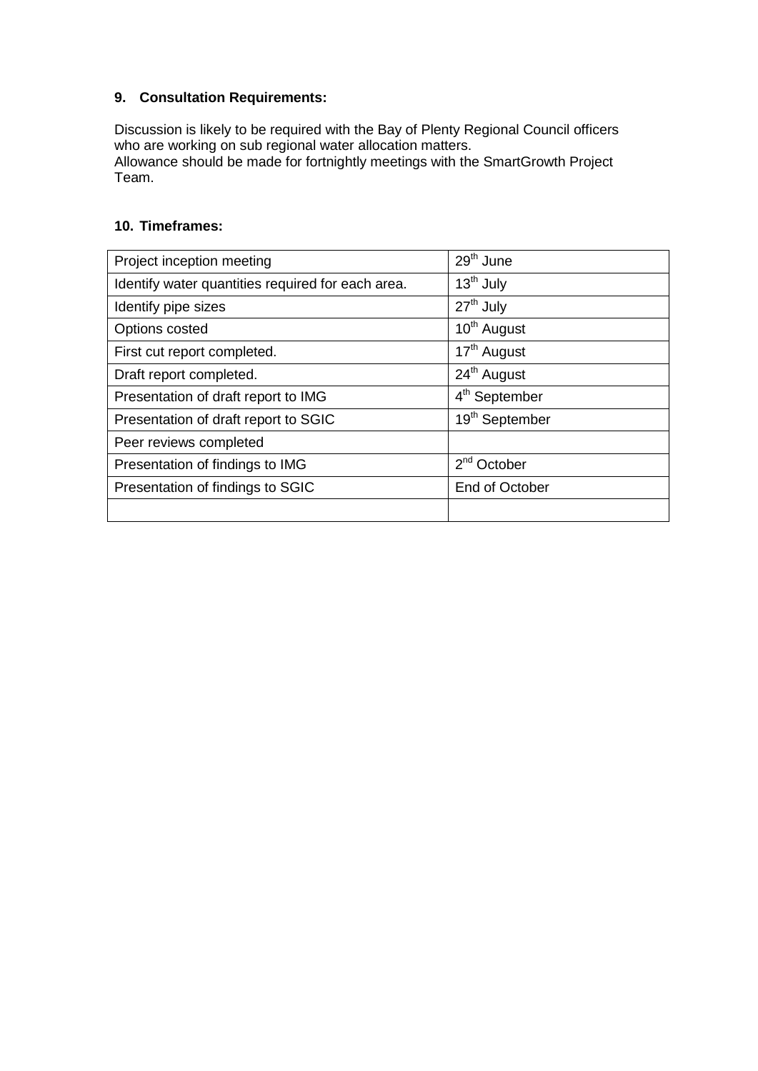## 9. Consultation Requirements:

Discussion is likely to be required with the Bay of Plenty Regional Council officers who are working on sub regional water allocation matters.
Allowance should be made for fortnightly meetings with the SmartGrowth Project Team.

## 10. Timeframes:

| | |
|---|---|
| Project inception meeting | 29th June |
| Identify water quantities required for each area. | 13th July |
| Identify pipe sizes | 27th July |
| Options costed | 10th August |
| First cut report completed. | 17th August |
| Draft report completed. | 24th August |
| Presentation of draft report to IMG | 4th September |
| Presentation of draft report to SGIC | 19th September |
| Peer reviews completed | |
| Presentation of findings to IMG | 2nd October |
| Presentation of findings to SGIC | End of October |
| | |